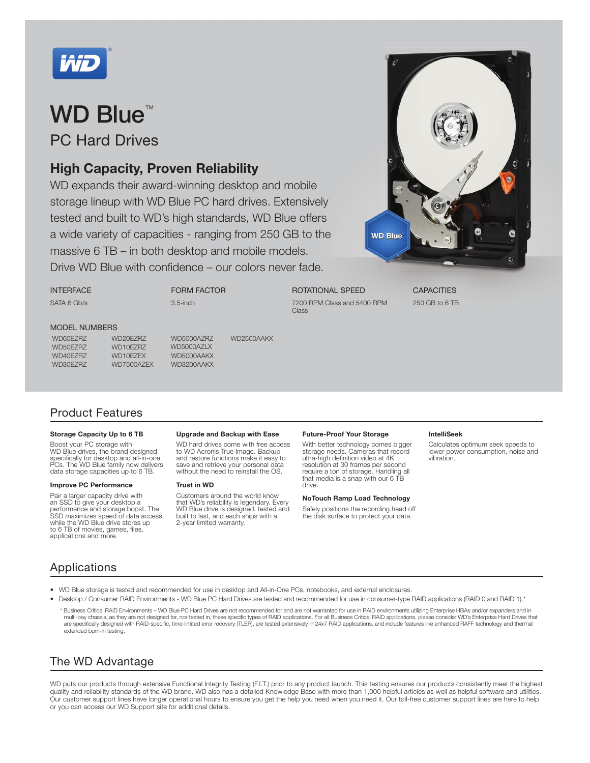# WD Blue™

## PC Hard Drives

### High Capacity, Proven Reliability

WD expands their award-winning desktop and mobile storage lineup with WD Blue PC hard drives. Extensively tested and built to WD's high standards, WD Blue offers a wide variety of capacities - ranging from 250 GB to the massive 6 TB – in both desktop and mobile models. Drive WD Blue with confidence – our colors never fade.

| INTERFACE | FORM FACTOR | ROTATIONAL SPEED | CAPACITIES |
|---|---|---|---|
| SATA 6 Gb/s | 3.5-inch | 7200 RPM Class and 5400 RPM Class | 250 GB to 6 TB |

MODEL NUMBERS

| | | | |
|---|---|---|---|
| WD60EZRZ | WD20EZRZ | WD5000AZRZ | WD2500AAKX |
| WD50EZRZ | WD10EZRZ | WD5000AZLX | |
| WD40EZRZ | WD10EZEX | WD5000AAKX | |
| WD30EZRZ | WD7500AZEX | WD3200AAKX | |

## Product Features

**Storage Capacity Up to 6 TB**

Boost your PC storage with WD Blue drives, the brand designed specifically for desktop and all-in-one PCs. The WD Blue family now delivers data storage capacities up to 6 TB.

**Improve PC Performance**

Pair a larger capacity drive with an SSD to give your desktop a performance and storage boost. The SSD maximizes speed of data access, while the WD Blue drive stores up to 6 TB of movies, games, files, applications and more.

**Upgrade and Backup with Ease**

WD hard drives come with free access to WD Acronis True Image. Backup and restore functions make it easy to save and retrieve your personal data without the need to reinstall the OS.

**Trust in WD**

Customers around the world know that WD's reliability is legendary. Every WD Blue drive is designed, tested and built to last, and each ships with a 2-year limited warranty.

**Future-Proof Your Storage**

With better technology comes bigger storage needs. Cameras that record ultra-high definition video at 4K resolution at 30 frames per second require a ton of storage. Handling all that media is a snap with our 6 TB drive.

**NoTouch Ramp Load Technology**

Safely positions the recording head off the disk surface to protect your data.

**IntelliSeek**

Calculates optimum seek speeds to lower power consumption, noise and vibration.

## Applications

- WD Blue storage is tested and recommended for use in desktop and All-in-One PCs, notebooks, and external enclosures.
- Desktop / Consumer RAID Environments - WD Blue PC Hard Drives are tested and recommended for use in consumer-type RAID applications (RAID 0 and RAID 1).*

\* Business Critical RAID Environments – WD Blue PC Hard Drives are not recommended for and are not warranted for use in RAID environments utilizing Enterprise HBAs and/or expanders and in multi-bay chassis, as they are not designed for, nor tested in, these specific types of RAID applications. For all Business Critical RAID applications, please consider WD's Enterprise Hard Drives that are specifically designed with RAID-specific, time-limited error recovery (TLER), are tested extensively in 24x7 RAID applications, and include features like enhanced RAFF technology and thermal extended burn-in testing.

## The WD Advantage

WD puts our products through extensive Functional Integrity Testing (F.I.T.) prior to any product launch. This testing ensures our products consistently meet the highest quality and reliability standards of the WD brand. WD also has a detailed Knowledge Base with more than 1,000 helpful articles as well as helpful software and utilities. Our customer support lines have longer operational hours to ensure you get the help you need when you need it. Our toll-free customer support lines are here to help or you can access our WD Support site for additional details.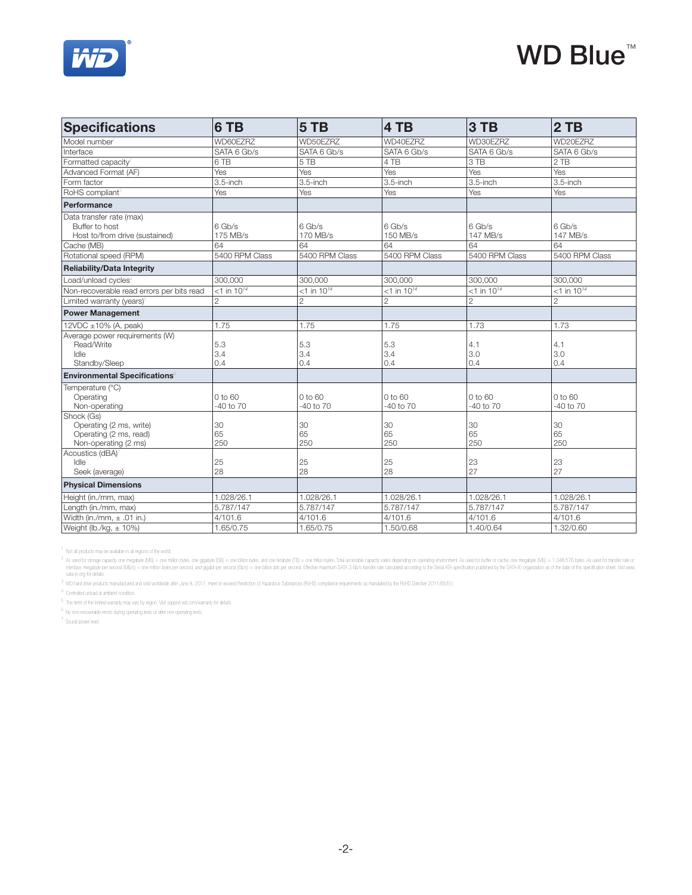# WD Blue™

| Specifications | 6 TB | 5 TB | 4 TB | 3 TB | 2 TB |
|---|---|---|---|---|---|
| Model number[1] | WD60EZRZ | WD50EZRZ | WD40EZRZ | WD30EZRZ | WD20EZRZ |
| Interface | SATA 6 Gb/s | SATA 6 Gb/s | SATA 6 Gb/s | SATA 6 Gb/s | SATA 6 Gb/s |
| Formatted capacity[2] | 6 TB | 5 TB | 4 TB | 3 TB | 2 TB |
| Advanced Format (AF) | Yes | Yes | Yes | Yes | Yes |
| Form factor | 3.5-inch | 3.5-inch | 3.5-inch | 3.5-inch | 3.5-inch |
| RoHS compliant[3] | Yes | Yes | Yes | Yes | Yes |
| **Performance** | | | | | |
| Data transfer rate (max) | | | | | |
| Buffer to host | 6 Gb/s | 6 Gb/s | 6 Gb/s | 6 Gb/s | 6 Gb/s |
| Host to/from drive (sustained) | 175 MB/s | 170 MB/s | 150 MB/s | 147 MB/s | 147 MB/s |
| Cache (MB) | 64 | 64 | 64 | 64 | 64 |
| Rotational speed (RPM) | 5400 RPM Class | 5400 RPM Class | 5400 RPM Class | 5400 RPM Class | 5400 RPM Class |
| **Reliability/Data Integrity** | | | | | |
| Load/unload cycles[4] | 300,000 | 300,000 | 300,000 | 300,000 | 300,000 |
| Non-recoverable read errors per bits read | <1 in $10^{14}$ | <1 in $10^{14}$ | <1 in $10^{14}$ | <1 in $10^{14}$ | <1 in $10^{14}$ |
| Limited warranty (years)[5] | 2 | 2 | 2 | 2 | 2 |
| **Power Management** | | | | | |
| 12VDC ±10% (A, peak) | 1.75 | 1.75 | 1.75 | 1.73 | 1.73 |
| Average power requirements (W) | | | | | |
| Read/Write | 5.3 | 5.3 | 5.3 | 4.1 | 4.1 |
| Idle | 3.4 | 3.4 | 3.4 | 3.0 | 3.0 |
| Standby/Sleep | 0.4 | 0.4 | 0.4 | 0.4 | 0.4 |
| **Environmental Specifications**[6] | | | | | |
| Temperature (°C) | | | | | |
| Operating | 0 to 60 | 0 to 60 | 0 to 60 | 0 to 60 | 0 to 60 |
| Non-operating | -40 to 70 | -40 to 70 | -40 to 70 | -40 to 70 | -40 to 70 |
| Shock (Gs) | | | | | |
| Operating (2 ms, write) | 30 | 30 | 30 | 30 | 30 |
| Operating (2 ms, read) | 65 | 65 | 65 | 65 | 65 |
| Non-operating (2 ms) | 250 | 250 | 250 | 250 | 250 |
| Acoustics (dBA)[7] | | | | | |
| Idle | 25 | 25 | 25 | 23 | 23 |
| Seek (average) | 28 | 28 | 28 | 27 | 27 |
| **Physical Dimensions** | | | | | |
| Height (in./mm, max) | 1.028/26.1 | 1.028/26.1 | 1.028/26.1 | 1.028/26.1 | 1.028/26.1 |
| Length (in./mm, max) | 5.787/147 | 5.787/147 | 5.787/147 | 5.787/147 | 5.787/147 |
| Width (in./mm, ± .01 in.) | 4/101.6 | 4/101.6 | 4/101.6 | 4/101.6 | 4/101.6 |
| Weight (lb./kg, ± 10%) | 1.65/0.75 | 1.65/0.75 | 1.50/0.68 | 1.40/0.64 | 1.32/0.60 |

[1] Not all products may be available in all regions of the world.

[2] As used for storage capacity, one megabyte (MB) = one million bytes, one gigabyte (GB) = one billion bytes, and one terabyte (TB) = one trillion bytes. Total accessible capacity varies depending on operating environment. As used for buffer or cache, one megabyte (MB) = 1,048,576 bytes. As used for transfer rate or interface, megabyte per second (MB/s) = one million bytes per second, and gigabit per second (Gb/s) = one billion bits per second. Effective maximum SATA 3 Gb/s transfer rate calculated according to the Serial ATA specification published by the SATA-IO organization as of the date of this specification sheet. Visit www.sata-io.org for details.

[3] WD hard drive products manufactured and sold worldwide after June 8, 2011, meet or exceed Restriction of Hazardous Substances (RoHS) compliance requirements as mandated by the RoHS Directive 2011/65/EU.

[4] Controlled unload at ambient condition.

[5] The term of the limited warranty may vary by region. Visit support.wd.com/warranty for details.

[6] No non-recoverable errors during operating tests or after non-operating tests.

[7] Sound power level.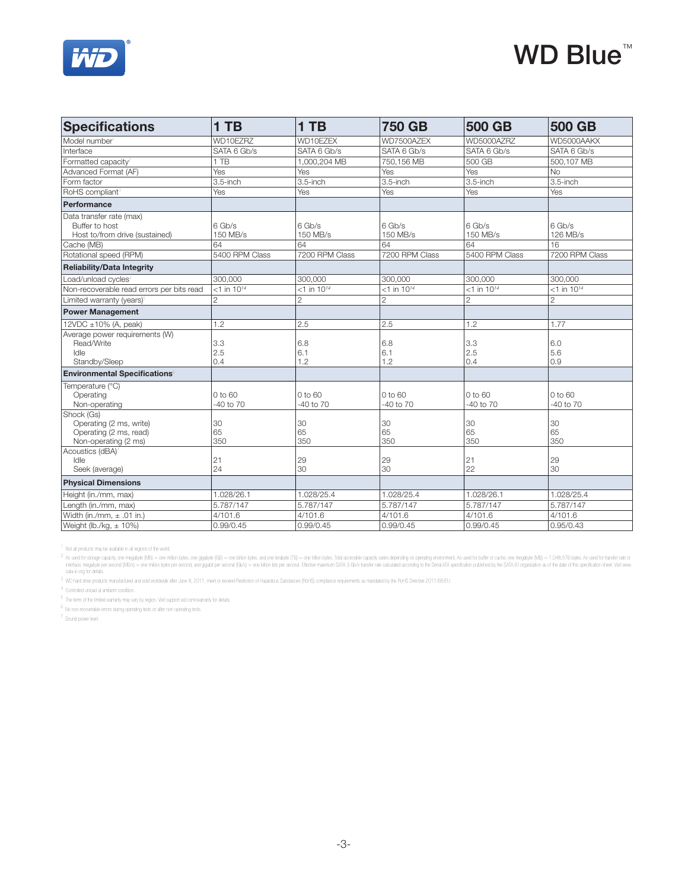# WD Blue™

| Specifications | 1 TB | 1 TB | 750 GB | 500 GB | 500 GB |
|---|---|---|---|---|---|
| Model number[1] | WD10EZRZ | WD10EZEX | WD7500AZEX | WD5000AZRZ | WD5000AAKX |
| Interface | SATA 6 Gb/s | SATA 6 Gb/s | SATA 6 Gb/s | SATA 6 Gb/s | SATA 6 Gb/s |
| Formatted capacity[2] | 1 TB | 1,000,204 MB | 750,156 MB | 500 GB | 500,107 MB |
| Advanced Format (AF) | Yes | Yes | Yes | Yes | No |
| Form factor | 3.5-inch | 3.5-inch | 3.5-inch | 3.5-inch | 3.5-inch |
| RoHS compliant[3] | Yes | Yes | Yes | Yes | Yes |
| **Performance** | | | | | |
| Data transfer rate (max)<br>Buffer to host<br>Host to/from drive (sustained) | <br>6 Gb/s<br>150 MB/s | <br>6 Gb/s<br>150 MB/s | <br>6 Gb/s<br>150 MB/s | <br>6 Gb/s<br>150 MB/s | <br>6 Gb/s<br>126 MB/s |
| Cache (MB) | 64 | 64 | 64 | 64 | 16 |
| Rotational speed (RPM) | 5400 RPM Class | 7200 RPM Class | 7200 RPM Class | 5400 RPM Class | 7200 RPM Class |
| **Reliability/Data Integrity** | | | | | |
| Load/unload cycles[4] | 300,000 | 300,000 | 300,000 | 300,000 | 300,000 |
| Non-recoverable read errors per bits read | <1 in $10^{14}$ | <1 in $10^{14}$ | <1 in $10^{14}$ | <1 in $10^{14}$ | <1 in $10^{14}$ |
| Limited warranty (years)[5] | 2 | 2 | 2 | 2 | 2 |
| **Power Management** | | | | | |
| 12VDC ±10% (A, peak) | 1.2 | 2.5 | 2.5 | 1.2 | 1.77 |
| Average power requirements (W)<br>Read/Write<br>Idle<br>Standby/Sleep | <br>3.3<br>2.5<br>0.4 | <br>6.8<br>6.1<br>1.2 | <br>6.8<br>6.1<br>1.2 | <br>3.3<br>2.5<br>0.4 | <br>6.0<br>5.6<br>0.9 |
| **Environmental Specifications**[6] | | | | | |
| Temperature (°C)<br>Operating<br>Non-operating | <br>0 to 60<br>-40 to 70 | <br>0 to 60<br>-40 to 70 | <br>0 to 60<br>-40 to 70 | <br>0 to 60<br>-40 to 70 | <br>0 to 60<br>-40 to 70 |
| Shock (Gs)<br>Operating (2 ms, write)<br>Operating (2 ms, read)<br>Non-operating (2 ms) | <br>30<br>65<br>350 | <br>30<br>65<br>350 | <br>30<br>65<br>350 | <br>30<br>65<br>350 | <br>30<br>65<br>350 |
| Acoustics (dBA)[7]<br>Idle<br>Seek (average) | <br>21<br>24 | <br>29<br>30 | <br>29<br>30 | <br>21<br>22 | <br>29<br>30 |
| **Physical Dimensions** | | | | | |
| Height (in./mm, max) | 1.028/26.1 | 1.028/25.4 | 1.028/25.4 | 1.028/26.1 | 1.028/25.4 |
| Length (in./mm, max) | 5.787/147 | 5.787/147 | 5.787/147 | 5.787/147 | 5.787/147 |
| Width (in./mm, ± .01 in.) | 4/101.6 | 4/101.6 | 4/101.6 | 4/101.6 | 4/101.6 |
| Weight (lb./kg, ± 10%) | 0.99/0.45 | 0.99/0.45 | 0.99/0.45 | 0.99/0.45 | 0.95/0.43 |

[1] Not all products may be available in all regions of the world.

[2] As used for storage capacity, one megabyte (MB) = one million bytes, one gigabyte (GB) = one billion bytes, and one terabyte (TB) = one trillion bytes. Total accessible capacity varies depending on operating environment. As used for buffer or cache, one megabyte (MB) = 1,048,576 bytes. As used for transfer rate or interface, megabyte per second (MB/s) = one million bytes per second, and gigabit per second (Gb/s) = one billion bits per second. Effective maximum SATA 3 Gb/s transfer rate calculated according to the Serial ATA specification published by the SATA-IO organization as of the date of this specification sheet. Visit www.sata-io.org for details.

[3] WD hard drive products manufactured and sold worldwide after June 8, 2011, meet or exceed Restriction of Hazardous Substances (RoHS) compliance requirements as mandated by the RoHS Directive 2011/65/EU.

[4] Controlled unload at ambient condition.

[5] The term of the limited warranty may vary by region. Visit support.wd.com/warranty for details.

[6] No non-recoverable errors during operating tests or after non-operating tests.

[7] Sound power level.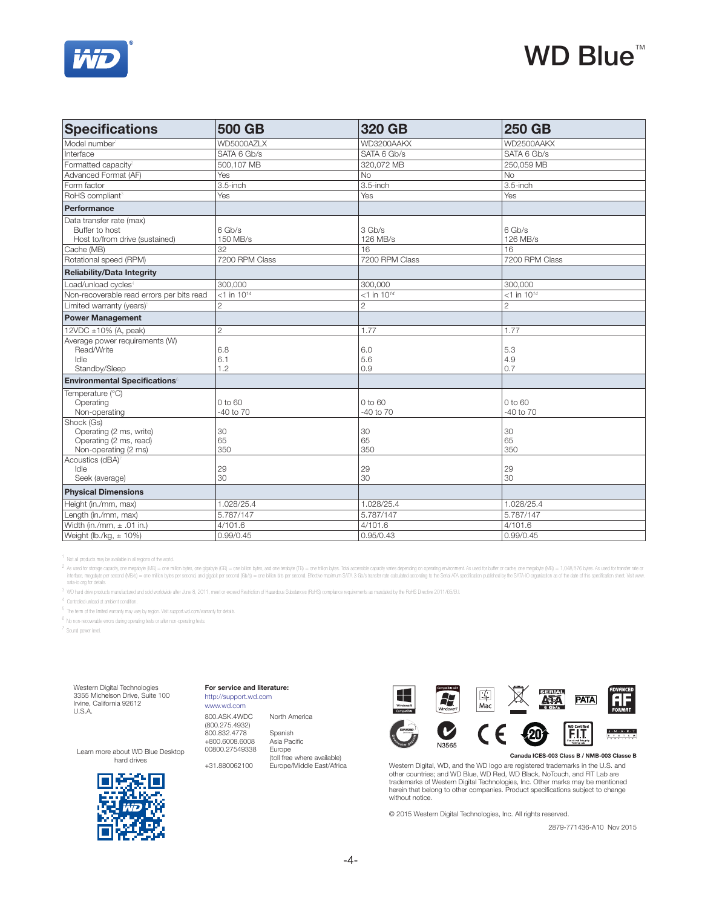# WD Blue™

| Specifications | 500 GB | 320 GB | 250 GB |
|---|---|---|---|
| Model number[1] | WD5000AZLX | WD3200AAKX | WD2500AAKX |
| Interface | SATA 6 Gb/s | SATA 6 Gb/s | SATA 6 Gb/s |
| Formatted capacity[2] | 500,107 MB | 320,072 MB | 250,059 MB |
| Advanced Format (AF) | Yes | No | No |
| Form factor | 3.5-inch | 3.5-inch | 3.5-inch |
| RoHS compliant[3] | Yes | Yes | Yes |
| **Performance** | | | |
| Data transfer rate (max) | | | |
| Buffer to host | 6 Gb/s | 3 Gb/s | 6 Gb/s |
| Host to/from drive (sustained) | 150 MB/s | 126 MB/s | 126 MB/s |
| Cache (MB) | 32 | 16 | 16 |
| Rotational speed (RPM) | 7200 RPM Class | 7200 RPM Class | 7200 RPM Class |
| **Reliability/Data Integrity** | | | |
| Load/unload cycles[4] | 300,000 | 300,000 | 300,000 |
| Non-recoverable read errors per bits read | <1 in $10^{14}$ | <1 in $10^{14}$ | <1 in $10^{14}$ |
| Limited warranty (years)[5] | 2 | 2 | 2 |
| **Power Management** | | | |
| 12VDC ±10% (A, peak) | 2 | 1.77 | 1.77 |
| Average power requirements (W) | | | |
| Read/Write | 6.8 | 6.0 | 5.3 |
| Idle | 6.1 | 5.6 | 4.9 |
| Standby/Sleep | 1.2 | 0.9 | 0.7 |
| **Environmental Specifications**[6] | | | |
| Temperature (°C) | | | |
| Operating | 0 to 60 | 0 to 60 | 0 to 60 |
| Non-operating | -40 to 70 | -40 to 70 | -40 to 70 |
| Shock (Gs) | | | |
| Operating (2 ms, write) | 30 | 30 | 30 |
| Operating (2 ms, read) | 65 | 65 | 65 |
| Non-operating (2 ms) | 350 | 350 | 350 |
| Acoustics (dBA)[7] | | | |
| Idle | 29 | 29 | 29 |
| Seek (average) | 30 | 30 | 30 |
| **Physical Dimensions** | | | |
| Height (in./mm, max) | 1.028/25.4 | 1.028/25.4 | 1.028/25.4 |
| Length (in./mm, max) | 5.787/147 | 5.787/147 | 5.787/147 |
| Width (in./mm, ± .01 in.) | 4/101.6 | 4/101.6 | 4/101.6 |
| Weight (lb./kg, ± 10%) | 0.99/0.45 | 0.95/0.43 | 0.99/0.45 |

[1] Not all products may be available in all regions of the world.

[2] As used for storage capacity, one megabyte (MB) = one million bytes, one gigabyte (GB) = one billion bytes, and one terabyte (TB) = one trillion bytes. Total accessible capacity varies depending on operating environment. As used for buffer or cache, one megabyte (MB) = 1,048,576 bytes. As used for transfer rate or interface, megabyte per second (MB/s) = one million bytes per second, and gigabit per second (Gb/s) = one billion bits per second. Effective maximum SATA 3 Gb/s transfer rate calculated according to the Serial ATA specification published by the SATA-IO organization as of the date of this specification sheet. Visit www.sata-io.org for details.

[3] WD hard drive products manufactured and sold worldwide after June 8, 2011, meet or exceed Restriction of Hazardous Substances (RoHS) compliance requirements as mandated by the RoHS Directive 2011/65/EU.

[4] Controlled unload at ambient condition.

[5] The term of the limited warranty may vary by region. Visit support.wd.com/warranty for details.

[6] No non-recoverable errors during operating tests or after non-operating tests.

[7] Sound power level.

Western Digital Technologies
3355 Michelson Drive, Suite 100
Irvine, California 92612
U.S.A.

Learn more about WD Blue Desktop hard drives

**For service and literature:**
http://support.wd.com
www.wd.com

| | |
|---|---|
| 800.ASK.4WDC (800.275.4932) | North America |
| 800.832.4778 | Spanish |
| +800.6008.6008 | Asia Pacific |
| 00800.27549338 | Europe (toll free where available) |
| +31.880062100 | Europe/Middle East/Africa |

N3565

Canada ICES-003 Class B / NMB-003 Classe B

Western Digital, WD, and the WD logo are registered trademarks in the U.S. and other countries; and WD Blue, WD Red, WD Black, NoTouch, and FIT Lab are trademarks of Western Digital Technologies, Inc. Other marks may be mentioned herein that belong to other companies. Product specifications subject to change without notice.

© 2015 Western Digital Technologies, Inc. All rights reserved.

2879-771436-A10 Nov 2015